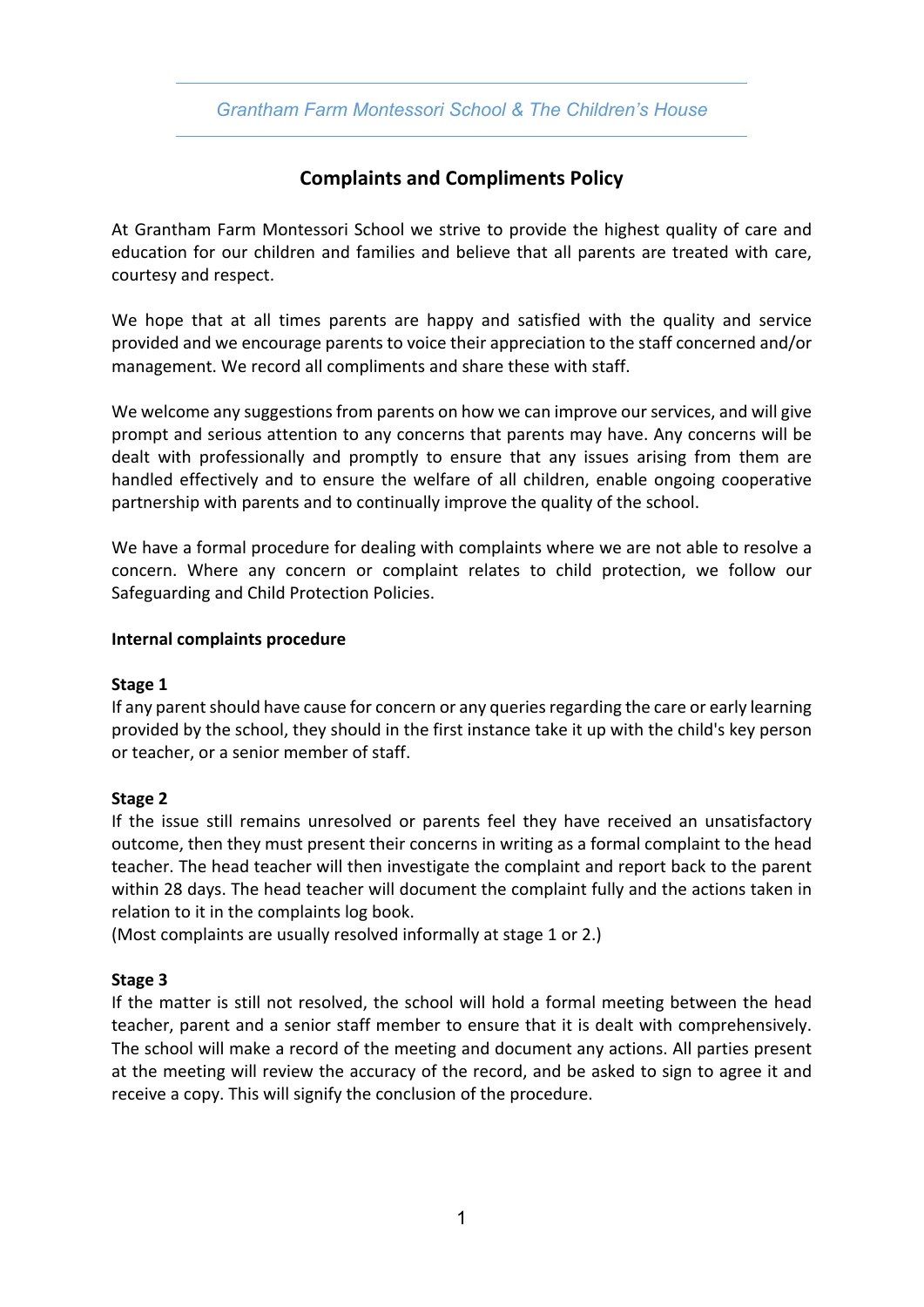*Grantham Farm Montessori School & The Children's House*

# Complaints and Compliments Policy

At Grantham Farm Montessori School we strive to provide the highest quality of care and education for our children and families and believe that all parents are treated with care, courtesy and respect.

We hope that at all times parents are happy and satisfied with the quality and service provided and we encourage parents to voice their appreciation to the staff concerned and/or management. We record all compliments and share these with staff.

We welcome any suggestions from parents on how we can improve our services, and will give prompt and serious attention to any concerns that parents may have. Any concerns will be dealt with professionally and promptly to ensure that any issues arising from them are handled effectively and to ensure the welfare of all children, enable ongoing cooperative partnership with parents and to continually improve the quality of the school.

We have a formal procedure for dealing with complaints where we are not able to resolve a concern. Where any concern or complaint relates to child protection, we follow our Safeguarding and Child Protection Policies.

## Internal complaints procedure

### Stage 1

If any parent should have cause for concern or any queries regarding the care or early learning provided by the school, they should in the first instance take it up with the child's key person or teacher, or a senior member of staff.

### Stage 2

If the issue still remains unresolved or parents feel they have received an unsatisfactory outcome, then they must present their concerns in writing as a formal complaint to the head teacher. The head teacher will then investigate the complaint and report back to the parent within 28 days. The head teacher will document the complaint fully and the actions taken in relation to it in the complaints log book.
(Most complaints are usually resolved informally at stage 1 or 2.)

### Stage 3

If the matter is still not resolved, the school will hold a formal meeting between the head teacher, parent and a senior staff member to ensure that it is dealt with comprehensively. The school will make a record of the meeting and document any actions. All parties present at the meeting will review the accuracy of the record, and be asked to sign to agree it and receive a copy. This will signify the conclusion of the procedure.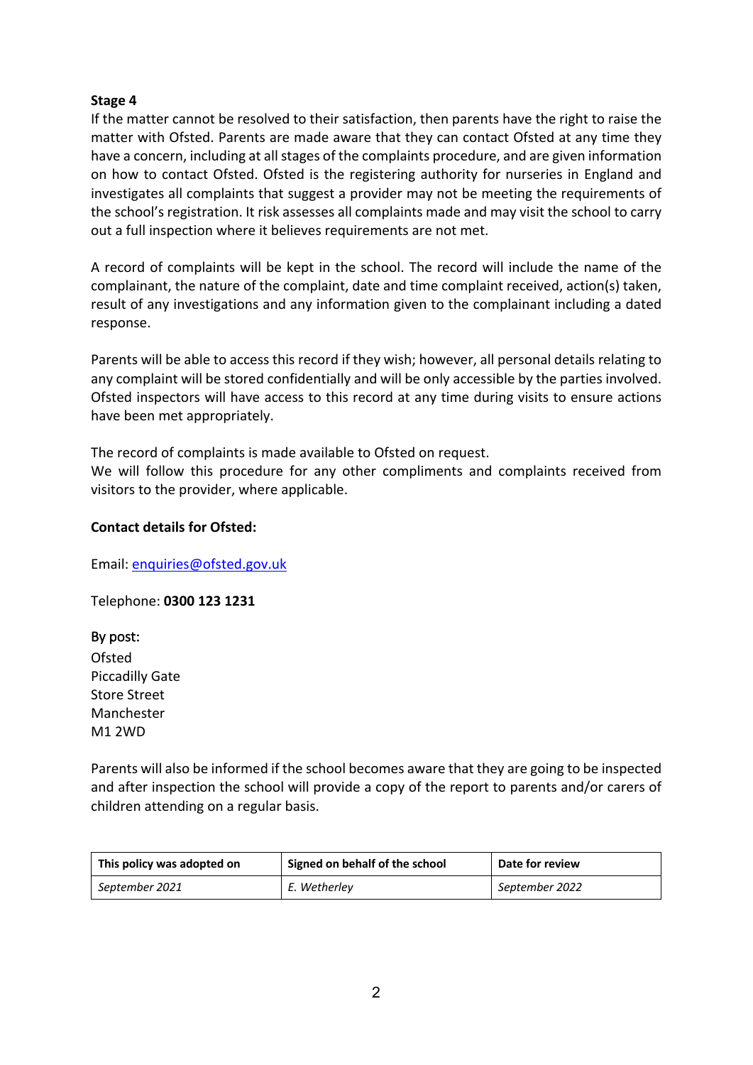**Stage 4**

If the matter cannot be resolved to their satisfaction, then parents have the right to raise the matter with Ofsted. Parents are made aware that they can contact Ofsted at any time they have a concern, including at all stages of the complaints procedure, and are given information on how to contact Ofsted. Ofsted is the registering authority for nurseries in England and investigates all complaints that suggest a provider may not be meeting the requirements of the school's registration. It risk assesses all complaints made and may visit the school to carry out a full inspection where it believes requirements are not met.

A record of complaints will be kept in the school. The record will include the name of the complainant, the nature of the complaint, date and time complaint received, action(s) taken, result of any investigations and any information given to the complainant including a dated response.

Parents will be able to access this record if they wish; however, all personal details relating to any complaint will be stored confidentially and will be only accessible by the parties involved. Ofsted inspectors will have access to this record at any time during visits to ensure actions have been met appropriately.

The record of complaints is made available to Ofsted on request.
We will follow this procedure for any other compliments and complaints received from visitors to the provider, where applicable.

**Contact details for Ofsted:**

Email: enquiries@ofsted.gov.uk

Telephone: **0300 123 1231**

By post:
Ofsted
Piccadilly Gate
Store Street
Manchester
M1 2WD

Parents will also be informed if the school becomes aware that they are going to be inspected and after inspection the school will provide a copy of the report to parents and/or carers of children attending on a regular basis.

| **This policy was adopted on** | **Signed on behalf of the school** | **Date for review** |
|---|---|---|
| *September 2021* | *E. Wetherley* | *September 2022* |